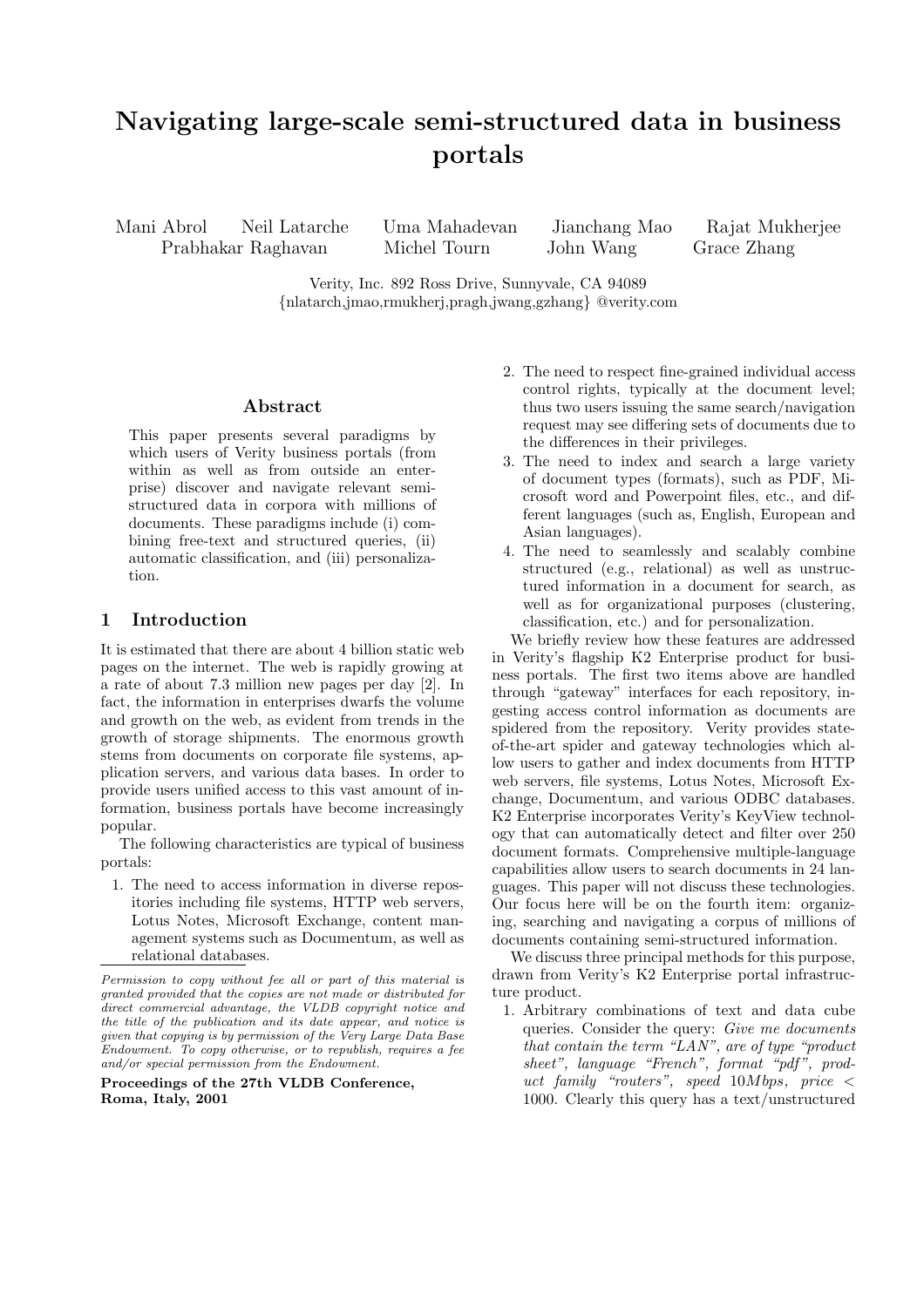# Navigating large-scale semi-structured data in business portals

Mani Abrol   Neil Latarche   Uma Mahadevan   Jianchang Mao   Rajat Mukherjee
Prabhakar Raghavan   Michel Tourn   John Wang   Grace Zhang

Verity, Inc. 892 Ross Drive, Sunnyvale, CA 94089
{nlatarch,jmao,rmukherj,pragh,jwang,gzhang} @verity.com

## Abstract

This paper presents several paradigms by which users of Verity business portals (from within as well as from outside an enterprise) discover and navigate relevant semi-structured data in corpora with millions of documents. These paradigms include (i) combining free-text and structured queries, (ii) automatic classification, and (iii) personalization.

## 1 Introduction

It is estimated that there are about 4 billion static web pages on the internet. The web is rapidly growing at a rate of about 7.3 million new pages per day [2]. In fact, the information in enterprises dwarfs the volume and growth on the web, as evident from trends in the growth of storage shipments. The enormous growth stems from documents on corporate file systems, application servers, and various data bases. In order to provide users unified access to this vast amount of information, business portals have become increasingly popular.

The following characteristics are typical of business portals:

1. The need to access information in diverse repositories including file systems, HTTP web servers, Lotus Notes, Microsoft Exchange, content management systems such as Documentum, as well as relational databases.
2. The need to respect fine-grained individual access control rights, typically at the document level; thus two users issuing the same search/navigation request may see differing sets of documents due to the differences in their privileges.
3. The need to index and search a large variety of document types (formats), such as PDF, Microsoft word and Powerpoint files, etc., and different languages (such as, English, European and Asian languages).
4. The need to seamlessly and scalably combine structured (e.g., relational) as well as unstructured information in a document for search, as well as for organizational purposes (clustering, classification, etc.) and for personalization.

We briefly review how these features are addressed in Verity's flagship K2 Enterprise product for business portals. The first two items above are handled through "gateway" interfaces for each repository, ingesting access control information as documents are spidered from the repository. Verity provides state-of-the-art spider and gateway technologies which allow users to gather and index documents from HTTP web servers, file systems, Lotus Notes, Microsoft Exchange, Documentum, and various ODBC databases. K2 Enterprise incorporates Verity's KeyView technology that can automatically detect and filter over 250 document formats. Comprehensive multiple-language capabilities allow users to search documents in 24 languages. This paper will not discuss these technologies. Our focus here will be on the fourth item: organizing, searching and navigating a corpus of millions of documents containing semi-structured information.

We discuss three principal methods for this purpose, drawn from Verity's K2 Enterprise portal infrastructure product.

1. Arbitrary combinations of text and data cube queries. Consider the query: *Give me documents that contain the term "LAN", are of type "product sheet", language "French", format "pdf", product family "routers", speed 10Mbps, price <* $1000$. Clearly this query has a text/unstructured

*Permission to copy without fee all or part of this material is granted provided that the copies are not made or distributed for direct commercial advantage, the VLDB copyright notice and the title of the publication and its date appear, and notice is given that copying is by permission of the Very Large Data Base Endowment. To copy otherwise, or to republish, requires a fee and/or special permission from the Endowment.*

**Proceedings of the 27th VLDB Conference, Roma, Italy, 2001**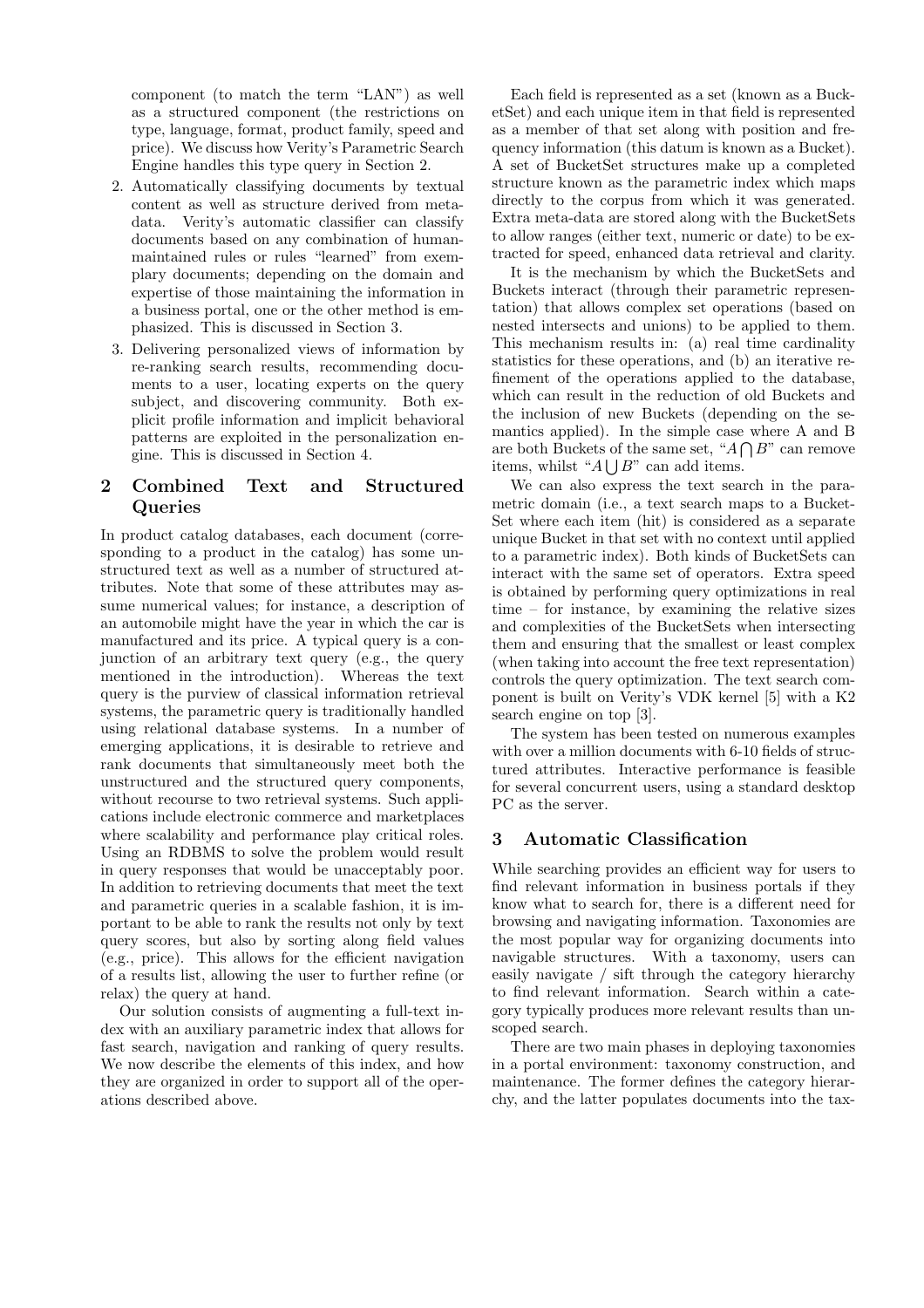component (to match the term "LAN") as well as a structured component (the restrictions on type, language, format, product family, speed and price). We discuss how Verity's Parametric Search Engine handles this type query in Section 2.

2. Automatically classifying documents by textual content as well as structure derived from meta-data. Verity's automatic classifier can classify documents based on any combination of human-maintained rules or rules "learned" from exemplary documents; depending on the domain and expertise of those maintaining the information in a business portal, one or the other method is emphasized. This is discussed in Section 3.

3. Delivering personalized views of information by re-ranking search results, recommending documents to a user, locating experts on the query subject, and discovering community. Both explicit profile information and implicit behavioral patterns are exploited in the personalization engine. This is discussed in Section 4.

## 2 Combined Text and Structured Queries

In product catalog databases, each document (corresponding to a product in the catalog) has some unstructured text as well as a number of structured attributes. Note that some of these attributes may assume numerical values; for instance, a description of an automobile might have the year in which the car is manufactured and its price. A typical query is a conjunction of an arbitrary text query (e.g., the query mentioned in the introduction). Whereas the text query is the purview of classical information retrieval systems, the parametric query is traditionally handled using relational database systems. In a number of emerging applications, it is desirable to retrieve and rank documents that simultaneously meet both the unstructured and the structured query components, without recourse to two retrieval systems. Such applications include electronic commerce and marketplaces where scalability and performance play critical roles. Using an RDBMS to solve the problem would result in query responses that would be unacceptably poor. In addition to retrieving documents that meet the text and parametric queries in a scalable fashion, it is important to be able to rank the results not only by text query scores, but also by sorting along field values (e.g., price). This allows for the efficient navigation of a results list, allowing the user to further refine (or relax) the query at hand.

Our solution consists of augmenting a full-text index with an auxiliary parametric index that allows for fast search, navigation and ranking of query results. We now describe the elements of this index, and how they are organized in order to support all of the operations described above.

Each field is represented as a set (known as a BucketSet) and each unique item in that field is represented as a member of that set along with position and frequency information (this datum is known as a Bucket). A set of BucketSet structures make up a completed structure known as the parametric index which maps directly to the corpus from which it was generated. Extra meta-data are stored along with the BucketSets to allow ranges (either text, numeric or date) to be extracted for speed, enhanced data retrieval and clarity.

It is the mechanism by which the BucketSets and Buckets interact (through their parametric representation) that allows complex set operations (based on nested intersects and unions) to be applied to them. This mechanism results in: (a) real time cardinality statistics for these operations, and (b) an iterative refinement of the operations applied to the database, which can result in the reduction of old Buckets and the inclusion of new Buckets (depending on the semantics applied). In the simple case where A and B are both Buckets of the same set, "$A \bigcap B$" can remove items, whilst "$A \bigcup B$" can add items.

We can also express the text search in the parametric domain (i.e., a text search maps to a BucketSet where each item (hit) is considered as a separate unique Bucket in that set with no context until applied to a parametric index). Both kinds of BucketSets can interact with the same set of operators. Extra speed is obtained by performing query optimizations in real time – for instance, by examining the relative sizes and complexities of the BucketSets when intersecting them and ensuring that the smallest or least complex (when taking into account the free text representation) controls the query optimization. The text search component is built on Verity's VDK kernel [5] with a K2 search engine on top [3].

The system has been tested on numerous examples with over a million documents with 6-10 fields of structured attributes. Interactive performance is feasible for several concurrent users, using a standard desktop PC as the server.

## 3 Automatic Classification

While searching provides an efficient way for users to find relevant information in business portals if they know what to search for, there is a different need for browsing and navigating information. Taxonomies are the most popular way for organizing documents into navigable structures. With a taxonomy, users can easily navigate / sift through the category hierarchy to find relevant information. Search within a category typically produces more relevant results than unscoped search.

There are two main phases in deploying taxonomies in a portal environment: taxonomy construction, and maintenance. The former defines the category hierarchy, and the latter populates documents into the tax-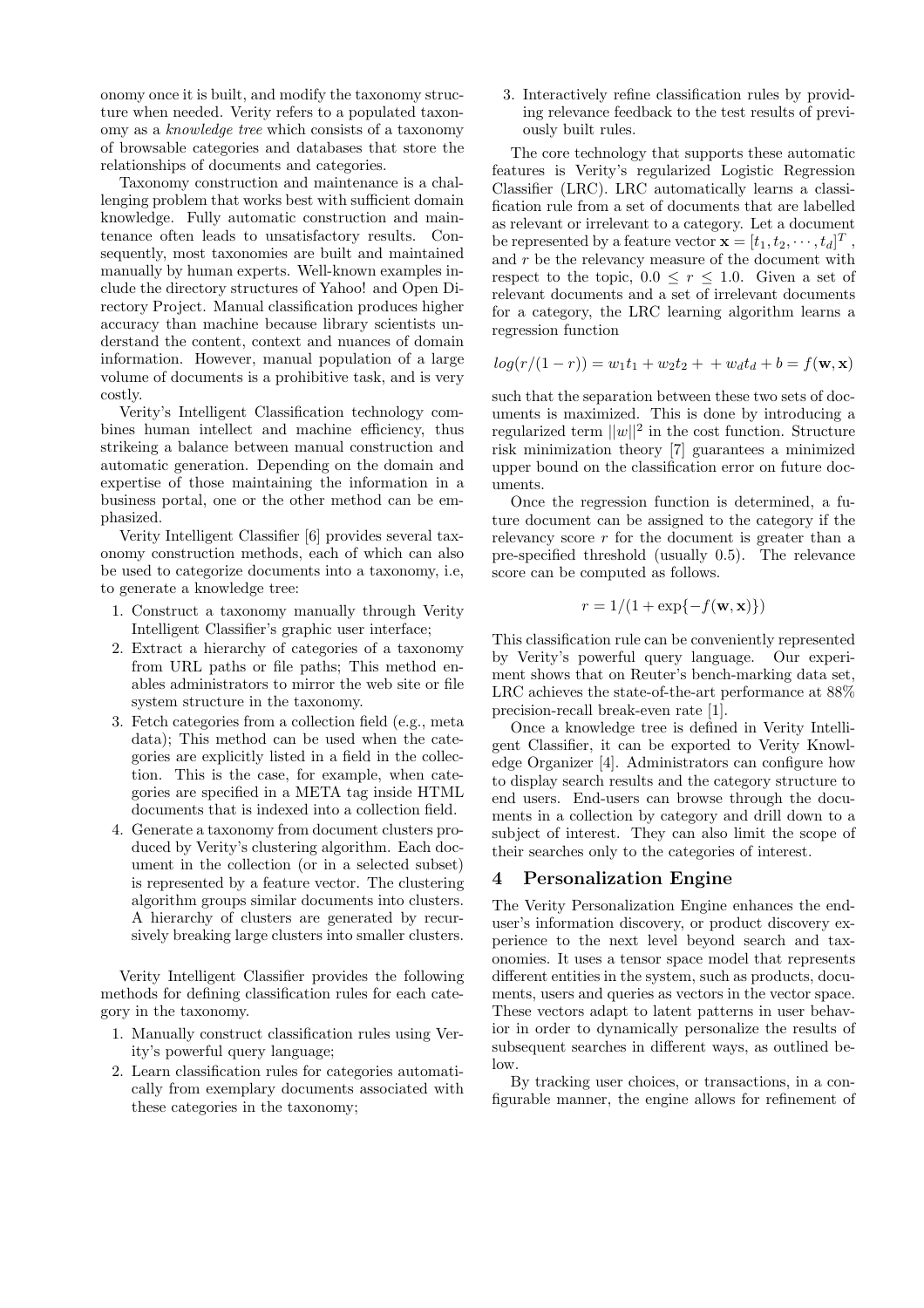onomy once it is built, and modify the taxonomy structure when needed. Verity refers to a populated taxonomy as a *knowledge tree* which consists of a taxonomy of browsable categories and databases that store the relationships of documents and categories.

Taxonomy construction and maintenance is a challenging problem that works best with sufficient domain knowledge. Fully automatic construction and maintenance often leads to unsatisfactory results. Consequently, most taxonomies are built and maintained manually by human experts. Well-known examples include the directory structures of Yahoo! and Open Directory Project. Manual classification produces higher accuracy than machine because library scientists understand the content, context and nuances of domain information. However, manual population of a large volume of documents is a prohibitive task, and is very costly.

Verity's Intelligent Classification technology combines human intellect and machine efficiency, thus strikeing a balance between manual construction and automatic generation. Depending on the domain and expertise of those maintaining the information in a business portal, one or the other method can be emphasized.

Verity Intelligent Classifier [6] provides several taxonomy construction methods, each of which can also be used to categorize documents into a taxonomy, i.e, to generate a knowledge tree:

1. Construct a taxonomy manually through Verity Intelligent Classifier's graphic user interface;
2. Extract a hierarchy of categories of a taxonomy from URL paths or file paths; This method enables administrators to mirror the web site or file system structure in the taxonomy.
3. Fetch categories from a collection field (e.g., meta data); This method can be used when the categories are explicitly listed in a field in the collection. This is the case, for example, when categories are specified in a META tag inside HTML documents that is indexed into a collection field.
4. Generate a taxonomy from document clusters produced by Verity's clustering algorithm. Each document in the collection (or in a selected subset) is represented by a feature vector. The clustering algorithm groups similar documents into clusters. A hierarchy of clusters are generated by recursively breaking large clusters into smaller clusters.

Verity Intelligent Classifier provides the following methods for defining classification rules for each category in the taxonomy.

1. Manually construct classification rules using Verity's powerful query language;
2. Learn classification rules for categories automatically from exemplary documents associated with these categories in the taxonomy;
3. Interactively refine classification rules by providing relevance feedback to the test results of previously built rules.

The core technology that supports these automatic features is Verity's regularized Logistic Regression Classifier (LRC). LRC automatically learns a classification rule from a set of documents that are labelled as relevant or irrelevant to a category. Let a document be represented by a feature vector $\mathbf{x} = [t_1, t_2, \cdots, t_d]^T$, and $r$ be the relevancy measure of the document with respect to the topic, $0.0 \leq r \leq 1.0$. Given a set of relevant documents and a set of irrelevant documents for a category, the LRC learning algorithm learns a regression function

$$log(r/(1-r)) = w_1 t_1 + w_2 t_2 + + w_d t_d + b = f(\mathbf{w}, \mathbf{x})$$

such that the separation between these two sets of documents is maximized. This is done by introducing a regularized term $||w||^2$ in the cost function. Structure risk minimization theory [7] guarantees a minimized upper bound on the classification error on future documents.

Once the regression function is determined, a future document can be assigned to the category if the relevancy score $r$ for the document is greater than a pre-specified threshold (usually 0.5). The relevance score can be computed as follows.

$$r = 1/(1 + \exp\{-f(\mathbf{w}, \mathbf{x})\})$$

This classification rule can be conveniently represented by Verity's powerful query language. Our experiment shows that on Reuter's bench-marking data set, LRC achieves the state-of-the-art performance at 88% precision-recall break-even rate [1].

Once a knowledge tree is defined in Verity Intelligent Classifier, it can be exported to Verity Knowledge Organizer [4]. Administrators can configure how to display search results and the category structure to end users. End-users can browse through the documents in a collection by category and drill down to a subject of interest. They can also limit the scope of their searches only to the categories of interest.

## 4 Personalization Engine

The Verity Personalization Engine enhances the end-user's information discovery, or product discovery experience to the next level beyond search and taxonomies. It uses a tensor space model that represents different entities in the system, such as products, documents, users and queries as vectors in the vector space. These vectors adapt to latent patterns in user behavior in order to dynamically personalize the results of subsequent searches in different ways, as outlined below.

By tracking user choices, or transactions, in a configurable manner, the engine allows for refinement of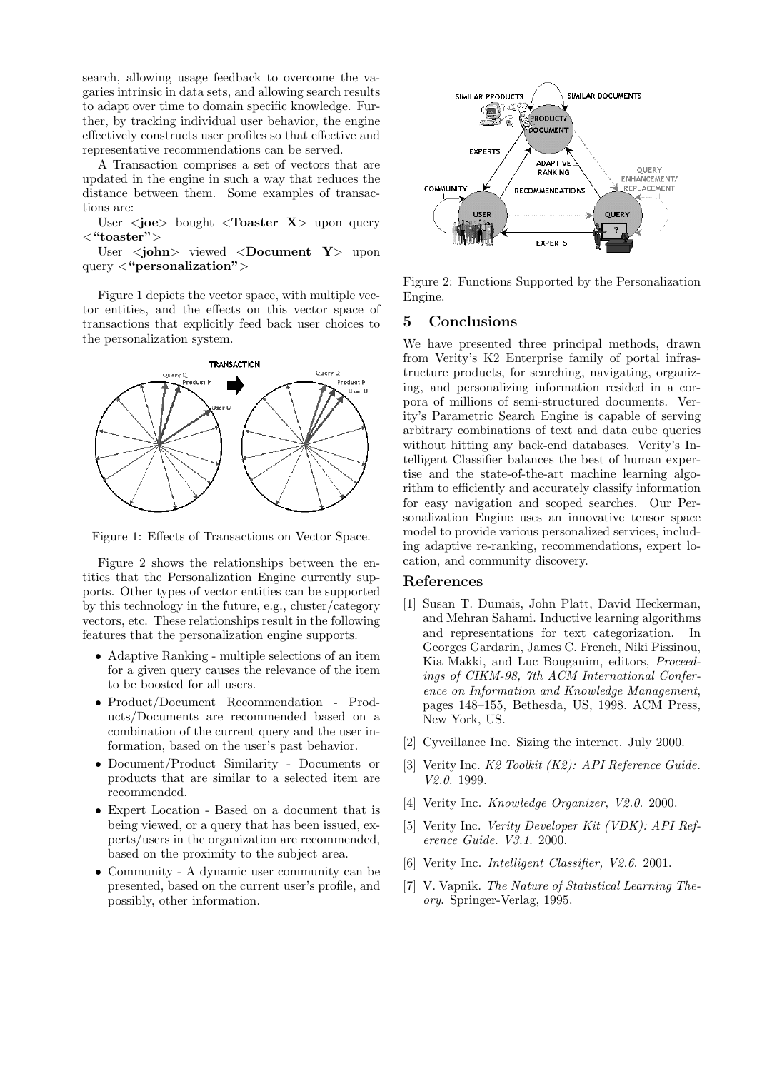search, allowing usage feedback to overcome the vagaries intrinsic in data sets, and allowing search results to adapt over time to domain specific knowledge. Further, by tracking individual user behavior, the engine effectively constructs user profiles so that effective and representative recommendations can be served.

A Transaction comprises a set of vectors that are updated in the engine in such a way that reduces the distance between them. Some examples of transactions are:

User <**joe**> bought <**Toaster X**> upon query <**"toaster"**>

User <**john**> viewed <**Document Y**> upon query <**"personalization"**>

Figure 1 depicts the vector space, with multiple vector entities, and the effects on this vector space of transactions that explicitly feed back user choices to the personalization system.

TRANSACTION

Query Q
Product P
User U

Query Q
Product P
User U

Figure 1: Effects of Transactions on Vector Space.

Figure 2 shows the relationships between the entities that the Personalization Engine currently supports. Other types of vector entities can be supported by this technology in the future, e.g., cluster/category vectors, etc. These relationships result in the following features that the personalization engine supports.

- Adaptive Ranking - multiple selections of an item for a given query causes the relevance of the item to be boosted for all users.
- Product/Document Recommendation - Products/Documents are recommended based on a combination of the current query and the user information, based on the user's past behavior.
- Document/Product Similarity - Documents or products that are similar to a selected item are recommended.
- Expert Location - Based on a document that is being viewed, or a query that has been issued, experts/users in the organization are recommended, based on the proximity to the subject area.
- Community - A dynamic user community can be presented, based on the current user's profile, and possibly, other information.

SIMILAR PRODUCTS
SIMILAR DOCUMENTS
PRODUCT/ DOCUMENT
EXPERTS
ADAPTIVE RANKING
QUERY ENHANCEMENT/ REPLACEMENT
COMMUNITY
RECOMMENDATIONS
USER
QUERY
EXPERTS

Figure 2: Functions Supported by the Personalization Engine.

## 5 Conclusions

We have presented three principal methods, drawn from Verity's K2 Enterprise family of portal infrastructure products, for searching, navigating, organizing, and personalizing information resided in a corpora of millions of semi-structured documents. Verity's Parametric Search Engine is capable of serving arbitrary combinations of text and data cube queries without hitting any back-end databases. Verity's Intelligent Classifier balances the best of human expertise and the state-of-the-art machine learning algorithm to efficiently and accurately classify information for easy navigation and scoped searches. Our Personalization Engine uses an innovative tensor space model to provide various personalized services, including adaptive re-ranking, recommendations, expert location, and community discovery.

## References

[1] Susan T. Dumais, John Platt, David Heckerman, and Mehran Sahami. Inductive learning algorithms and representations for text categorization. In Georges Gardarin, James C. French, Niki Pissinou, Kia Makki, and Luc Bouganim, editors, *Proceedings of CIKM-98, 7th ACM International Conference on Information and Knowledge Management*, pages 148–155, Bethesda, US, 1998. ACM Press, New York, US.

[2] Cyveillance Inc. Sizing the internet. July 2000.

[3] Verity Inc. *K2 Toolkit (K2): API Reference Guide. V2.0.* 1999.

[4] Verity Inc. *Knowledge Organizer, V2.0.* 2000.

[5] Verity Inc. *Verity Developer Kit (VDK): API Reference Guide. V3.1.* 2000.

[6] Verity Inc. *Intelligent Classifier, V2.6.* 2001.

[7] V. Vapnik. *The Nature of Statistical Learning Theory*. Springer-Verlag, 1995.